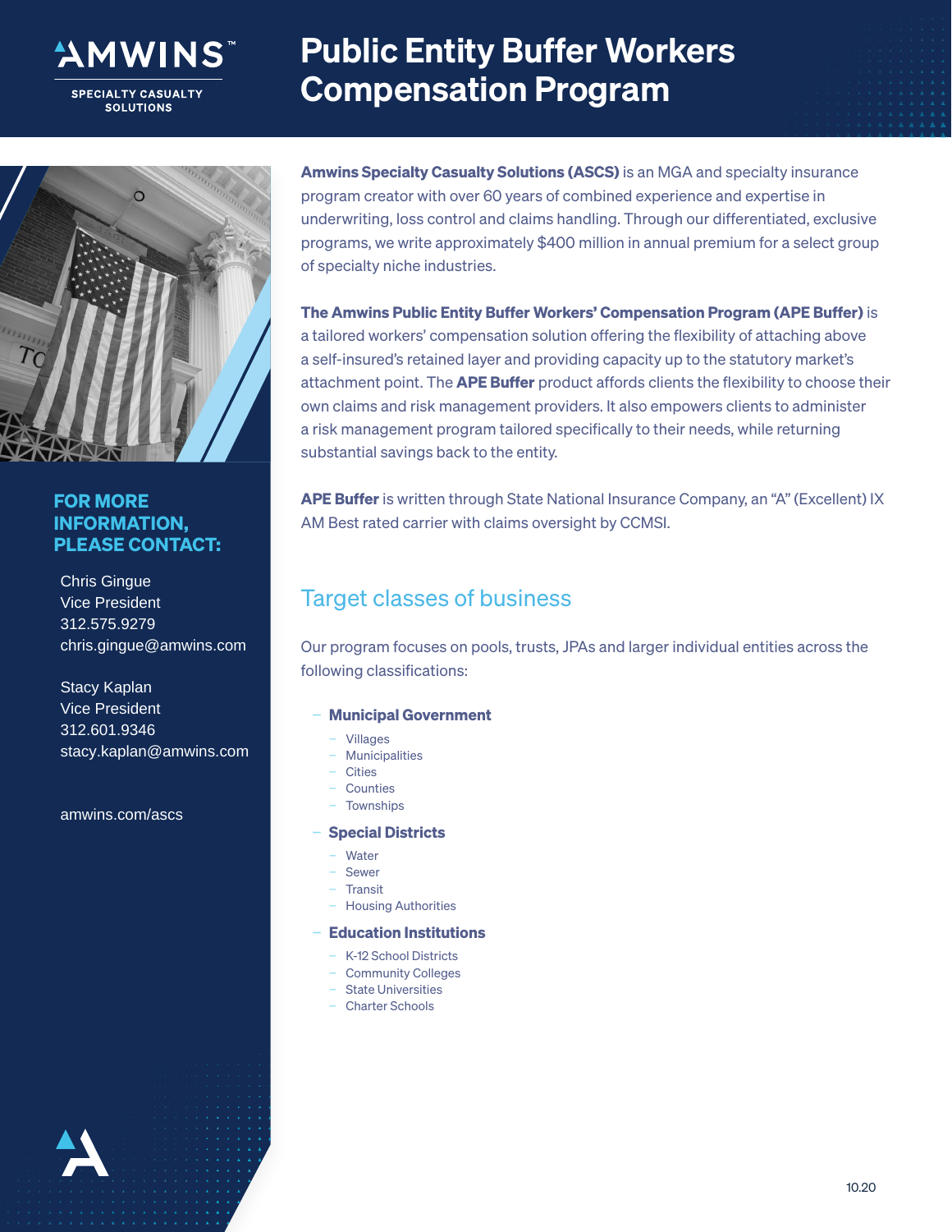# Public Entity Buffer Workers Compensation Program

AMWINS SPECIALTY CASUALTY SOLUTIONS

**Amwins Specialty Casualty Solutions (ASCS)** is an MGA and specialty insurance program creator with over 60 years of combined experience and expertise in underwriting, loss control and claims handling. Through our differentiated, exclusive programs, we write approximately $400 million in annual premium for a select group of specialty niche industries.

**The Amwins Public Entity Buffer Workers' Compensation Program (APE Buffer)** is a tailored workers' compensation solution offering the flexibility of attaching above a self-insured's retained layer and providing capacity up to the statutory market's attachment point. The **APE Buffer** product affords clients the flexibility to choose their own claims and risk management providers. It also empowers clients to administer a risk management program tailored specifically to their needs, while returning substantial savings back to the entity.

**APE Buffer** is written through State National Insurance Company, an "A" (Excellent) IX AM Best rated carrier with claims oversight by CCMSI.

## Target classes of business

Our program focuses on pools, trusts, JPAs and larger individual entities across the following classifications:

- **Municipal Government**
  - Villages
  - Municipalities
  - Cities
  - Counties
  - Townships
- **Special Districts**
  - Water
  - Sewer
  - Transit
  - Housing Authorities
- **Education Institutions**
  - K-12 School Districts
  - Community Colleges
  - State Universities
  - Charter Schools

## FOR MORE INFORMATION, PLEASE CONTACT:

Chris Gingue
Vice President
312.575.9279
chris.gingue@amwins.com

Stacy Kaplan
Vice President
312.601.9346
stacy.kaplan@amwins.com

amwins.com/ascs

10.20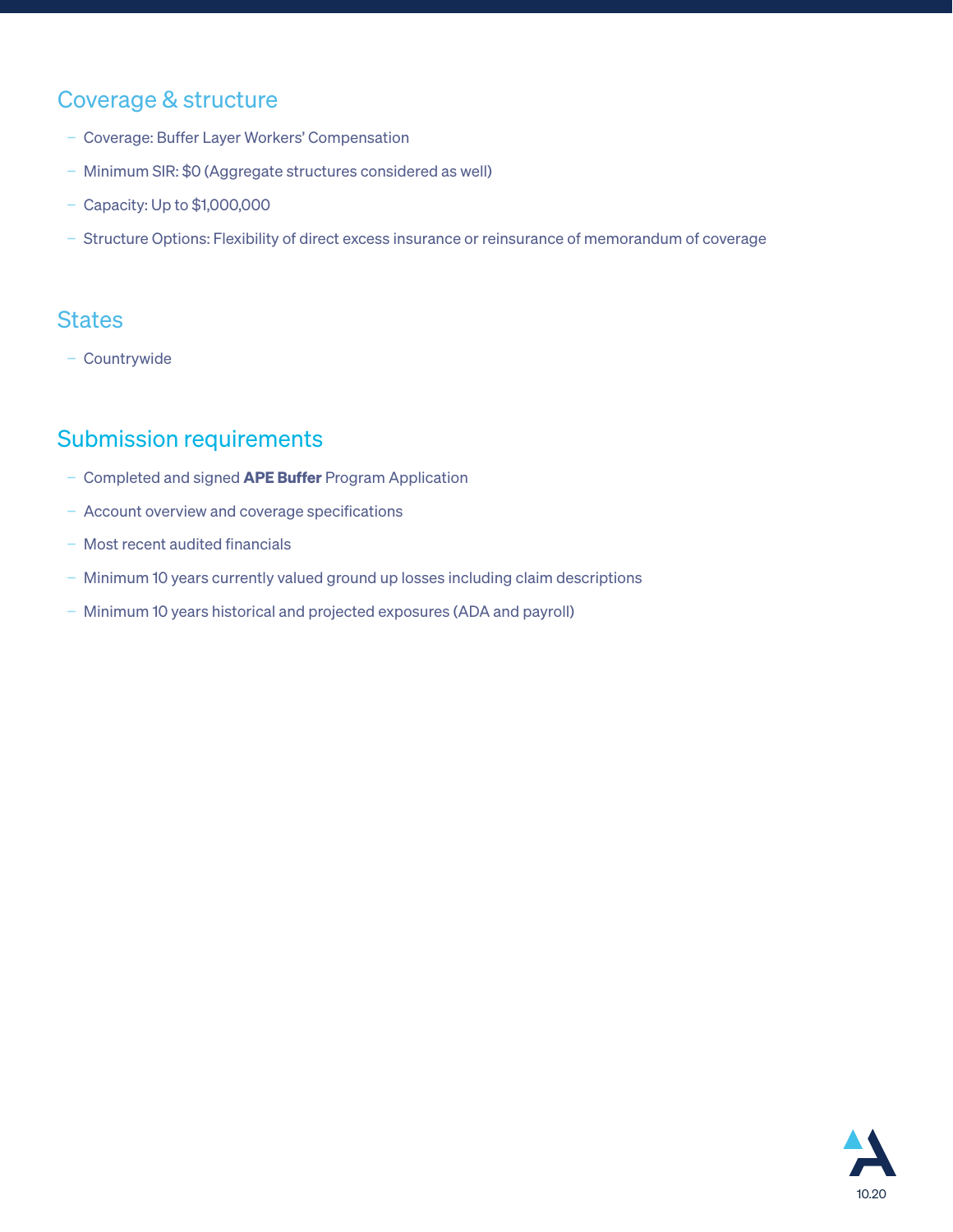## Coverage & structure

- Coverage: Buffer Layer Workers' Compensation
- Minimum SIR: $0 (Aggregate structures considered as well)
- Capacity: Up to $1,000,000
- Structure Options: Flexibility of direct excess insurance or reinsurance of memorandum of coverage

## States

- Countrywide

## Submission requirements

- Completed and signed **APE Buffer** Program Application
- Account overview and coverage specifications
- Most recent audited financials
- Minimum 10 years currently valued ground up losses including claim descriptions
- Minimum 10 years historical and projected exposures (ADA and payroll)

10.20